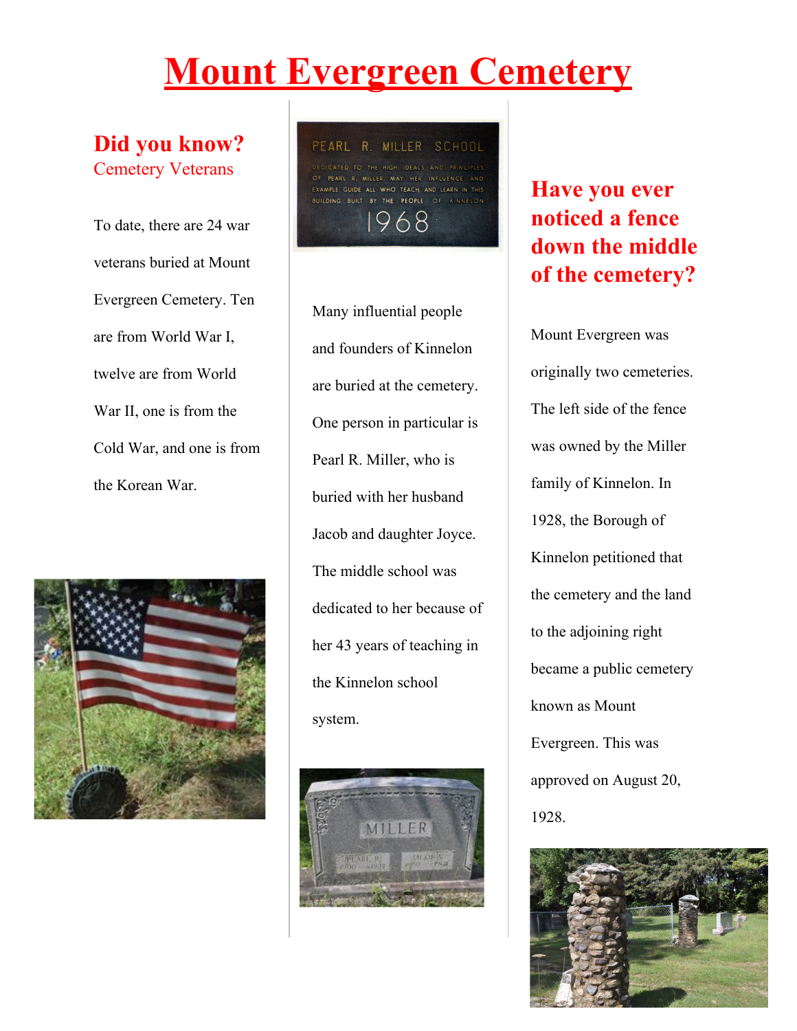# Mount Evergreen Cemetery

## Did you know?

### Cemetery Veterans

To date, there are 24 war veterans buried at Mount Evergreen Cemetery. Ten are from World War I, twelve are from World War II, one is from the Cold War, and one is from the Korean War.

PEARL R. MILLER SCHOOL

DEDICATED TO THE HIGH IDEALS AND PRINCIPLES OF PEARL R. MILLER. MAY HER INFLUENCE AND EXAMPLE GUIDE ALL WHO TEACH AND LEARN IN THIS BUILDING BUILT BY THE PEOPLE OF KINNELON

1968

Many influential people and founders of Kinnelon are buried at the cemetery. One person in particular is Pearl R. Miller, who is buried with her husband Jacob and daughter Joyce. The middle school was dedicated to her because of her 43 years of teaching in the Kinnelon school system.

## Have you ever noticed a fence down the middle of the cemetery?

Mount Evergreen was originally two cemeteries. The left side of the fence was owned by the Miller family of Kinnelon. In 1928, the Borough of Kinnelon petitioned that the cemetery and the land to the adjoining right became a public cemetery known as Mount Evergreen. This was approved on August 20, 1928.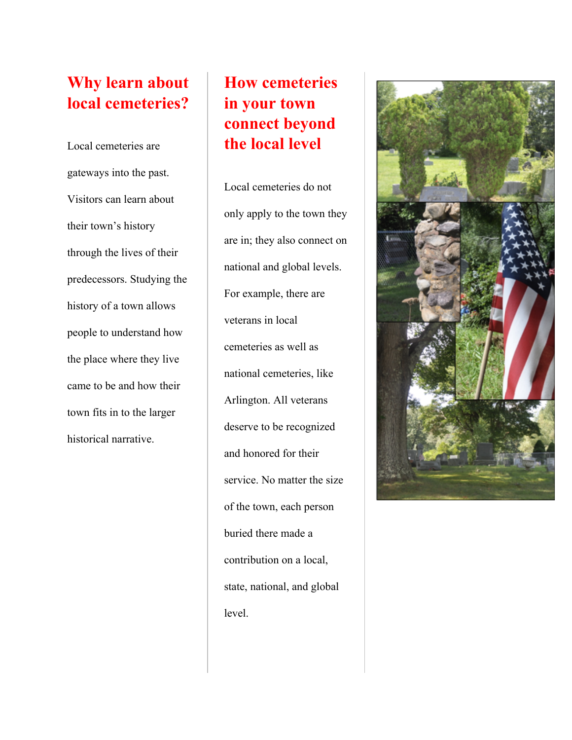## Why learn about local cemeteries?

Local cemeteries are gateways into the past. Visitors can learn about their town's history through the lives of their predecessors. Studying the history of a town allows people to understand how the place where they live came to be and how their town fits in to the larger historical narrative.

## How cemeteries in your town connect beyond the local level

Local cemeteries do not only apply to the town they are in; they also connect on national and global levels. For example, there are veterans in local cemeteries as well as national cemeteries, like Arlington. All veterans deserve to be recognized and honored for their service. No matter the size of the town, each person buried there made a contribution on a local, state, national, and global level.